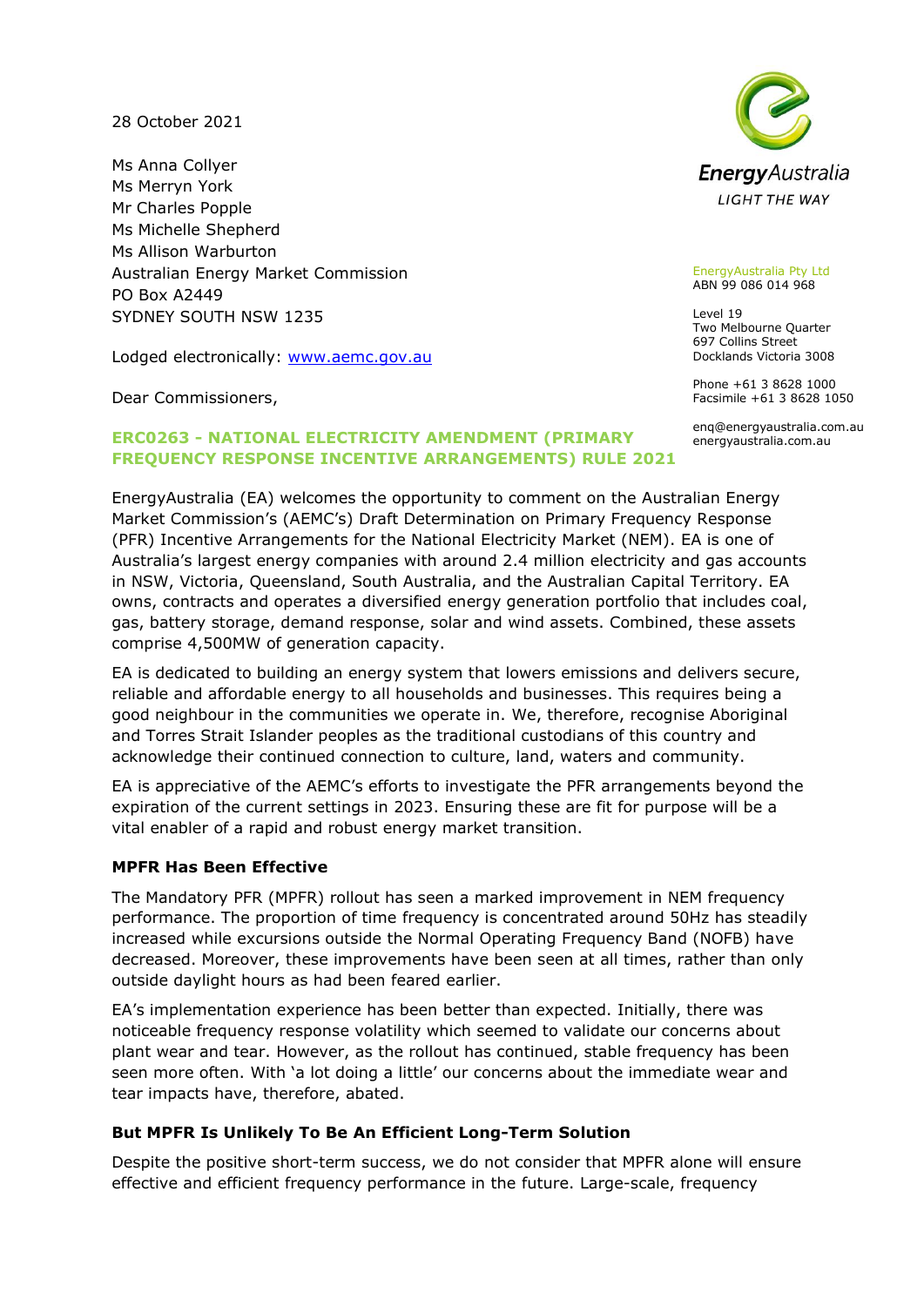28 October 2021

Ms Anna Collyer
Ms Merryn York
Mr Charles Popple
Ms Michelle Shepherd
Ms Allison Warburton
Australian Energy Market Commission
PO Box A2449
SYDNEY SOUTH NSW 1235

Lodged electronically: www.aemc.gov.au

EnergyAustralia
LIGHT THE WAY

EnergyAustralia Pty Ltd
ABN 99 086 014 968

Level 19
Two Melbourne Quarter
697 Collins Street
Docklands Victoria 3008

Phone +61 3 8628 1000
Facsimile +61 3 8628 1050

enq@energyaustralia.com.au
energyaustralia.com.au

Dear Commissioners,

## ERC0263 - NATIONAL ELECTRICITY AMENDMENT (PRIMARY FREQUENCY RESPONSE INCENTIVE ARRANGEMENTS) RULE 2021

EnergyAustralia (EA) welcomes the opportunity to comment on the Australian Energy Market Commission's (AEMC's) Draft Determination on Primary Frequency Response (PFR) Incentive Arrangements for the National Electricity Market (NEM). EA is one of Australia's largest energy companies with around 2.4 million electricity and gas accounts in NSW, Victoria, Queensland, South Australia, and the Australian Capital Territory. EA owns, contracts and operates a diversified energy generation portfolio that includes coal, gas, battery storage, demand response, solar and wind assets. Combined, these assets comprise 4,500MW of generation capacity.

EA is dedicated to building an energy system that lowers emissions and delivers secure, reliable and affordable energy to all households and businesses. This requires being a good neighbour in the communities we operate in. We, therefore, recognise Aboriginal and Torres Strait Islander peoples as the traditional custodians of this country and acknowledge their continued connection to culture, land, waters and community.

EA is appreciative of the AEMC's efforts to investigate the PFR arrangements beyond the expiration of the current settings in 2023. Ensuring these are fit for purpose will be a vital enabler of a rapid and robust energy market transition.

### MPFR Has Been Effective

The Mandatory PFR (MPFR) rollout has seen a marked improvement in NEM frequency performance. The proportion of time frequency is concentrated around 50Hz has steadily increased while excursions outside the Normal Operating Frequency Band (NOFB) have decreased. Moreover, these improvements have been seen at all times, rather than only outside daylight hours as had been feared earlier.

EA's implementation experience has been better than expected. Initially, there was noticeable frequency response volatility which seemed to validate our concerns about plant wear and tear. However, as the rollout has continued, stable frequency has been seen more often. With 'a lot doing a little' our concerns about the immediate wear and tear impacts have, therefore, abated.

### But MPFR Is Unlikely To Be An Efficient Long-Term Solution

Despite the positive short-term success, we do not consider that MPFR alone will ensure effective and efficient frequency performance in the future. Large-scale, frequency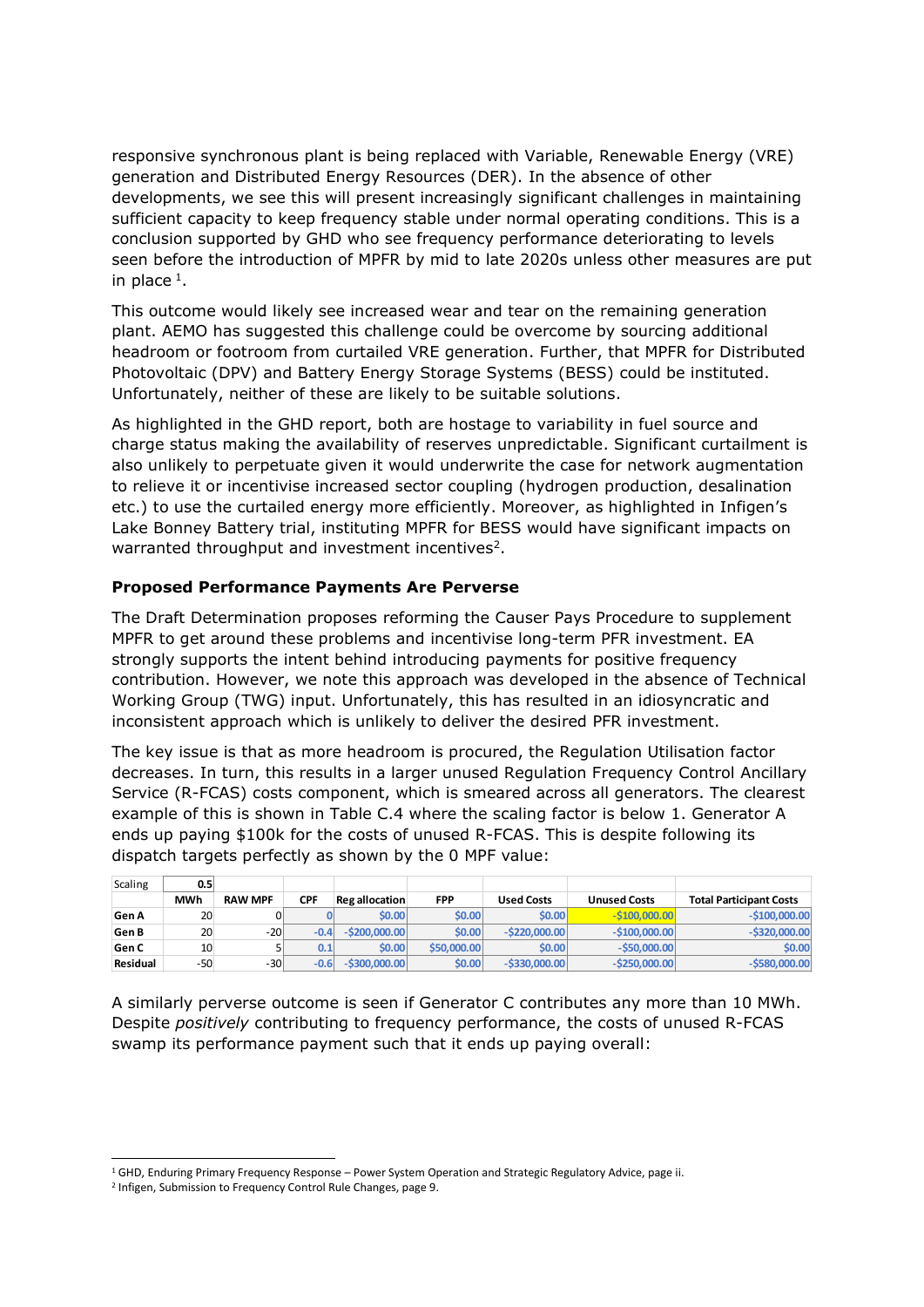responsive synchronous plant is being replaced with Variable, Renewable Energy (VRE) generation and Distributed Energy Resources (DER). In the absence of other developments, we see this will present increasingly significant challenges in maintaining sufficient capacity to keep frequency stable under normal operating conditions. This is a conclusion supported by GHD who see frequency performance deteriorating to levels seen before the introduction of MPFR by mid to late 2020s unless other measures are put in place [1].

This outcome would likely see increased wear and tear on the remaining generation plant. AEMO has suggested this challenge could be overcome by sourcing additional headroom or footroom from curtailed VRE generation. Further, that MPFR for Distributed Photovoltaic (DPV) and Battery Energy Storage Systems (BESS) could be instituted. Unfortunately, neither of these are likely to be suitable solutions.

As highlighted in the GHD report, both are hostage to variability in fuel source and charge status making the availability of reserves unpredictable. Significant curtailment is also unlikely to perpetuate given it would underwrite the case for network augmentation to relieve it or incentivise increased sector coupling (hydrogen production, desalination etc.) to use the curtailed energy more efficiently. Moreover, as highlighted in Infigen's Lake Bonney Battery trial, instituting MPFR for BESS would have significant impacts on warranted throughput and investment incentives[2].

### Proposed Performance Payments Are Perverse

The Draft Determination proposes reforming the Causer Pays Procedure to supplement MPFR to get around these problems and incentivise long-term PFR investment. EA strongly supports the intent behind introducing payments for positive frequency contribution. However, we note this approach was developed in the absence of Technical Working Group (TWG) input. Unfortunately, this has resulted in an idiosyncratic and inconsistent approach which is unlikely to deliver the desired PFR investment.

The key issue is that as more headroom is procured, the Regulation Utilisation factor decreases. In turn, this results in a larger unused Regulation Frequency Control Ancillary Service (R-FCAS) costs component, which is smeared across all generators. The clearest example of this is shown in Table C.4 where the scaling factor is below 1. Generator A ends up paying $100k for the costs of unused R-FCAS. This is despite following its dispatch targets perfectly as shown by the 0 MPF value:

| Scaling | 0.5 | | | | | | | |
|---|---|---|---|---|---|---|---|---|
| | **MWh** | **RAW MPF** | **CPF** | **Reg allocation** | **FPP** | **Used Costs** | **Unused Costs** | **Total Participant Costs** |
| **Gen A** | 20 | 0 | 0 | $0.00 | $0.00 | $0.00 | -$100,000.00 | -$100,000.00 |
| **Gen B** | 20 | -20 | -0.4 | -$200,000.00 | $0.00 | -$220,000.00 | -$100,000.00 | -$320,000.00 |
| **Gen C** | 10 | 5 | 0.1 | $0.00 | $50,000.00 | $0.00 | -$50,000.00 | $0.00 |
| **Residual** | -50 | -30 | -0.6 | -$300,000.00 | $0.00 | -$330,000.00 | -$250,000.00 | -$580,000.00 |

A similarly perverse outcome is seen if Generator C contributes any more than 10 MWh. Despite *positively* contributing to frequency performance, the costs of unused R-FCAS swamp its performance payment such that it ends up paying overall:

[1] GHD, Enduring Primary Frequency Response – Power System Operation and Strategic Regulatory Advice, page ii.
[2] Infigen, Submission to Frequency Control Rule Changes, page 9.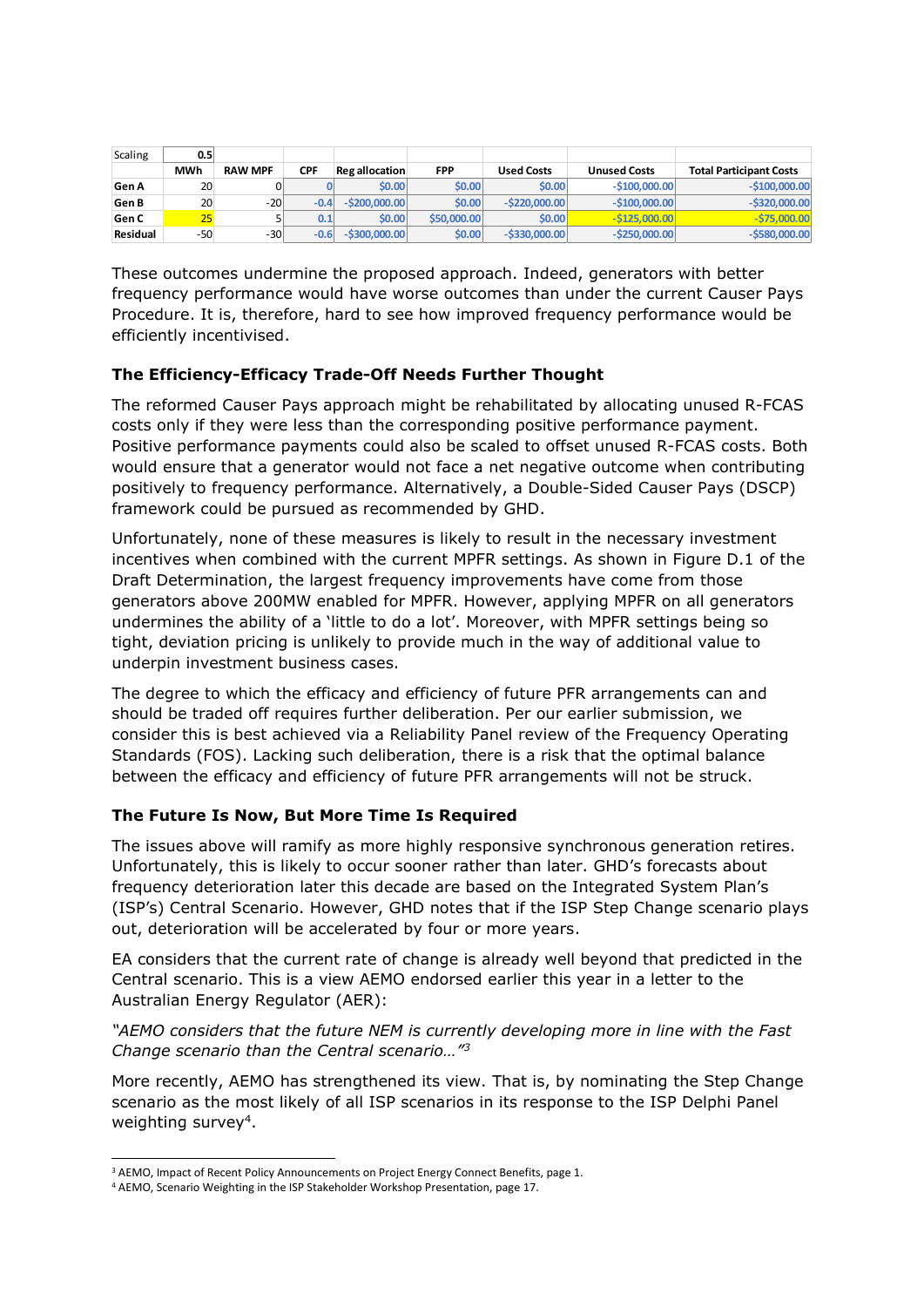| Scaling | 0.5 | | | | | | | |
|---|---|---|---|---|---|---|---|---|
| | MWh | RAW MPF | CPF | Reg allocation | FPP | Used Costs | Unused Costs | Total Participant Costs |
| Gen A | 20 | 0 | 0 | $0.00 | $0.00 | $0.00 | -$100,000.00 | -$100,000.00 |
| Gen B | 20 | -20 | -0.4 | -$200,000.00 | $0.00 | -$220,000.00 | -$100,000.00 | -$320,000.00 |
| Gen C | 25 | 5 | 0.1 | $0.00 | $50,000.00 | $0.00 | -$125,000.00 | -$75,000.00 |
| Residual | -50 | -30 | -0.6 | -$300,000.00 | $0.00 | -$330,000.00 | -$250,000.00 | -$580,000.00 |

These outcomes undermine the proposed approach. Indeed, generators with better frequency performance would have worse outcomes than under the current Causer Pays Procedure. It is, therefore, hard to see how improved frequency performance would be efficiently incentivised.

### The Efficiency-Efficacy Trade-Off Needs Further Thought

The reformed Causer Pays approach might be rehabilitated by allocating unused R-FCAS costs only if they were less than the corresponding positive performance payment. Positive performance payments could also be scaled to offset unused R-FCAS costs. Both would ensure that a generator would not face a net negative outcome when contributing positively to frequency performance. Alternatively, a Double-Sided Causer Pays (DSCP) framework could be pursued as recommended by GHD.

Unfortunately, none of these measures is likely to result in the necessary investment incentives when combined with the current MPFR settings. As shown in Figure D.1 of the Draft Determination, the largest frequency improvements have come from those generators above 200MW enabled for MPFR. However, applying MPFR on all generators undermines the ability of a 'little to do a lot'. Moreover, with MPFR settings being so tight, deviation pricing is unlikely to provide much in the way of additional value to underpin investment business cases.

The degree to which the efficacy and efficiency of future PFR arrangements can and should be traded off requires further deliberation. Per our earlier submission, we consider this is best achieved via a Reliability Panel review of the Frequency Operating Standards (FOS). Lacking such deliberation, there is a risk that the optimal balance between the efficacy and efficiency of future PFR arrangements will not be struck.

### The Future Is Now, But More Time Is Required

The issues above will ramify as more highly responsive synchronous generation retires. Unfortunately, this is likely to occur sooner rather than later. GHD's forecasts about frequency deterioration later this decade are based on the Integrated System Plan's (ISP's) Central Scenario. However, GHD notes that if the ISP Step Change scenario plays out, deterioration will be accelerated by four or more years.

EA considers that the current rate of change is already well beyond that predicted in the Central scenario. This is a view AEMO endorsed earlier this year in a letter to the Australian Energy Regulator (AER):

*"AEMO considers that the future NEM is currently developing more in line with the Fast Change scenario than the Central scenario…"*[3]

More recently, AEMO has strengthened its view. That is, by nominating the Step Change scenario as the most likely of all ISP scenarios in its response to the ISP Delphi Panel weighting survey[4].

[3] AEMO, Impact of Recent Policy Announcements on Project Energy Connect Benefits, page 1.
[4] AEMO, Scenario Weighting in the ISP Stakeholder Workshop Presentation, page 17.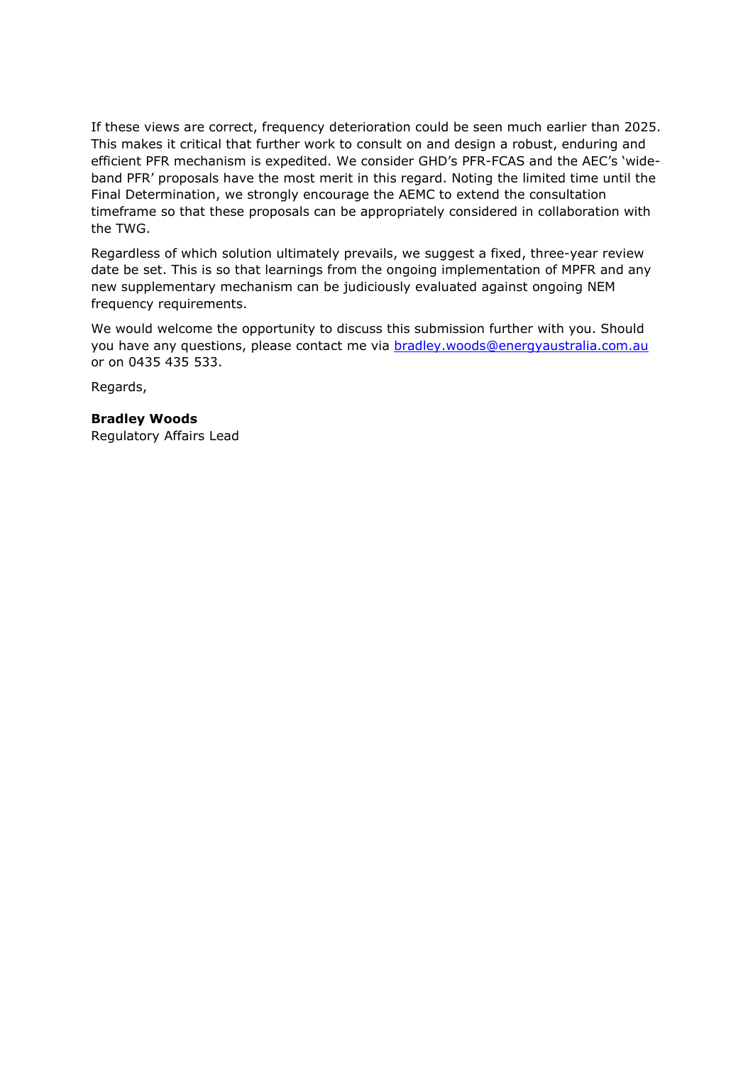If these views are correct, frequency deterioration could be seen much earlier than 2025. This makes it critical that further work to consult on and design a robust, enduring and efficient PFR mechanism is expedited. We consider GHD's PFR-FCAS and the AEC's 'wide-band PFR' proposals have the most merit in this regard. Noting the limited time until the Final Determination, we strongly encourage the AEMC to extend the consultation timeframe so that these proposals can be appropriately considered in collaboration with the TWG.

Regardless of which solution ultimately prevails, we suggest a fixed, three-year review date be set. This is so that learnings from the ongoing implementation of MPFR and any new supplementary mechanism can be judiciously evaluated against ongoing NEM frequency requirements.

We would welcome the opportunity to discuss this submission further with you. Should you have any questions, please contact me via [bradley.woods@energyaustralia.com.au](mailto:bradley.woods@energyaustralia.com.au) or on 0435 435 533.

Regards,

**Bradley Woods**
Regulatory Affairs Lead